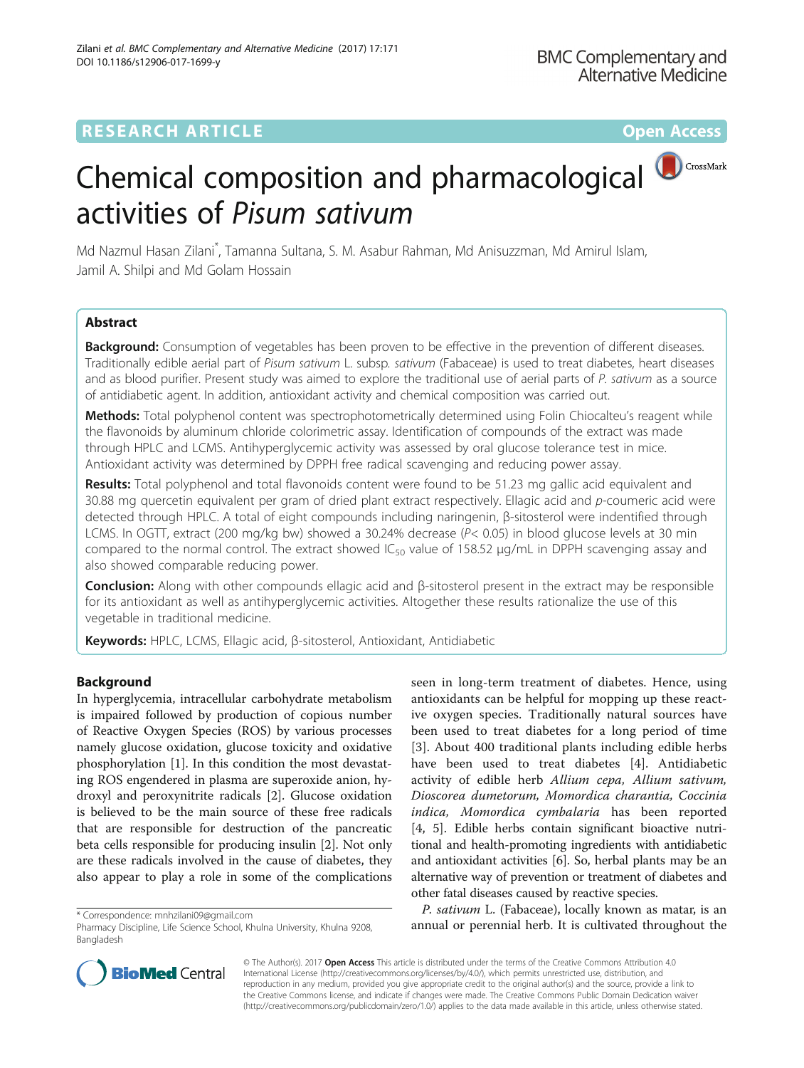RESEARCH ARTICLE

Open Access

# Chemical composition and pharmacological activities of *Pisum sativum*

Md Nazmul Hasan Zilani*, Tamanna Sultana, S. M. Asabur Rahman, Md Anisuzzman, Md Amirul Islam, Jamil A. Shilpi and Md Golam Hossain

## Abstract

**Background:** Consumption of vegetables has been proven to be effective in the prevention of different diseases. Traditionally edible aerial part of *Pisum sativum* L. subsp. *sativum* (Fabaceae) is used to treat diabetes, heart diseases and as blood purifier. Present study was aimed to explore the traditional use of aerial parts of *P. sativum* as a source of antidiabetic agent. In addition, antioxidant activity and chemical composition was carried out.

**Methods:** Total polyphenol content was spectrophotometrically determined using Folin Chiocalteu's reagent while the flavonoids by aluminum chloride colorimetric assay. Identification of compounds of the extract was made through HPLC and LCMS. Antihyperglycemic activity was assessed by oral glucose tolerance test in mice. Antioxidant activity was determined by DPPH free radical scavenging and reducing power assay.

**Results:** Total polyphenol and total flavonoids content were found to be 51.23 mg gallic acid equivalent and 30.88 mg quercetin equivalent per gram of dried plant extract respectively. Ellagic acid and *p*-coumeric acid were detected through HPLC. A total of eight compounds including naringenin, β-sitosterol were indentified through LCMS. In OGTT, extract (200 mg/kg bw) showed a 30.24% decrease ($P< 0.05$) in blood glucose levels at 30 min compared to the normal control. The extract showed $IC_{50}$ value of 158.52 μg/mL in DPPH scavenging assay and also showed comparable reducing power.

**Conclusion:** Along with other compounds ellagic acid and β-sitosterol present in the extract may be responsible for its antioxidant as well as antihyperglycemic activities. Altogether these results rationalize the use of this vegetable in traditional medicine.

**Keywords:** HPLC, LCMS, Ellagic acid, β-sitosterol, Antioxidant, Antidiabetic

## Background

In hyperglycemia, intracellular carbohydrate metabolism is impaired followed by production of copious number of Reactive Oxygen Species (ROS) by various processes namely glucose oxidation, glucose toxicity and oxidative phosphorylation [1]. In this condition the most devastating ROS engendered in plasma are superoxide anion, hydroxyl and peroxynitrite radicals [2]. Glucose oxidation is believed to be the main source of these free radicals that are responsible for destruction of the pancreatic beta cells responsible for producing insulin [2]. Not only are these radicals involved in the cause of diabetes, they also appear to play a role in some of the complications seen in long-term treatment of diabetes. Hence, using antioxidants can be helpful for mopping up these reactive oxygen species. Traditionally natural sources have been used to treat diabetes for a long period of time [3]. About 400 traditional plants including edible herbs have been used to treat diabetes [4]. Antidiabetic activity of edible herb *Allium cepa, Allium sativum, Dioscorea dumetorum, Momordica charantia, Coccinia indica, Momordica cymbalaria* has been reported [4, 5]. Edible herbs contain significant bioactive nutritional and health-promoting ingredients with antidiabetic and antioxidant activities [6]. So, herbal plants may be an alternative way of prevention or treatment of diabetes and other fatal diseases caused by reactive species.

*P. sativum* L. (Fabaceae), locally known as matar, is an annual or perennial herb. It is cultivated throughout the

\* Correspondence: mnhzilani09@gmail.com
Pharmacy Discipline, Life Science School, Khulna University, Khulna 9208, Bangladesh

© The Author(s). 2017 **Open Access** This article is distributed under the terms of the Creative Commons Attribution 4.0 International License (http://creativecommons.org/licenses/by/4.0/), which permits unrestricted use, distribution, and reproduction in any medium, provided you give appropriate credit to the original author(s) and the source, provide a link to the Creative Commons license, and indicate if changes were made. The Creative Commons Public Domain Dedication waiver (http://creativecommons.org/publicdomain/zero/1.0/) applies to the data made available in this article, unless otherwise stated.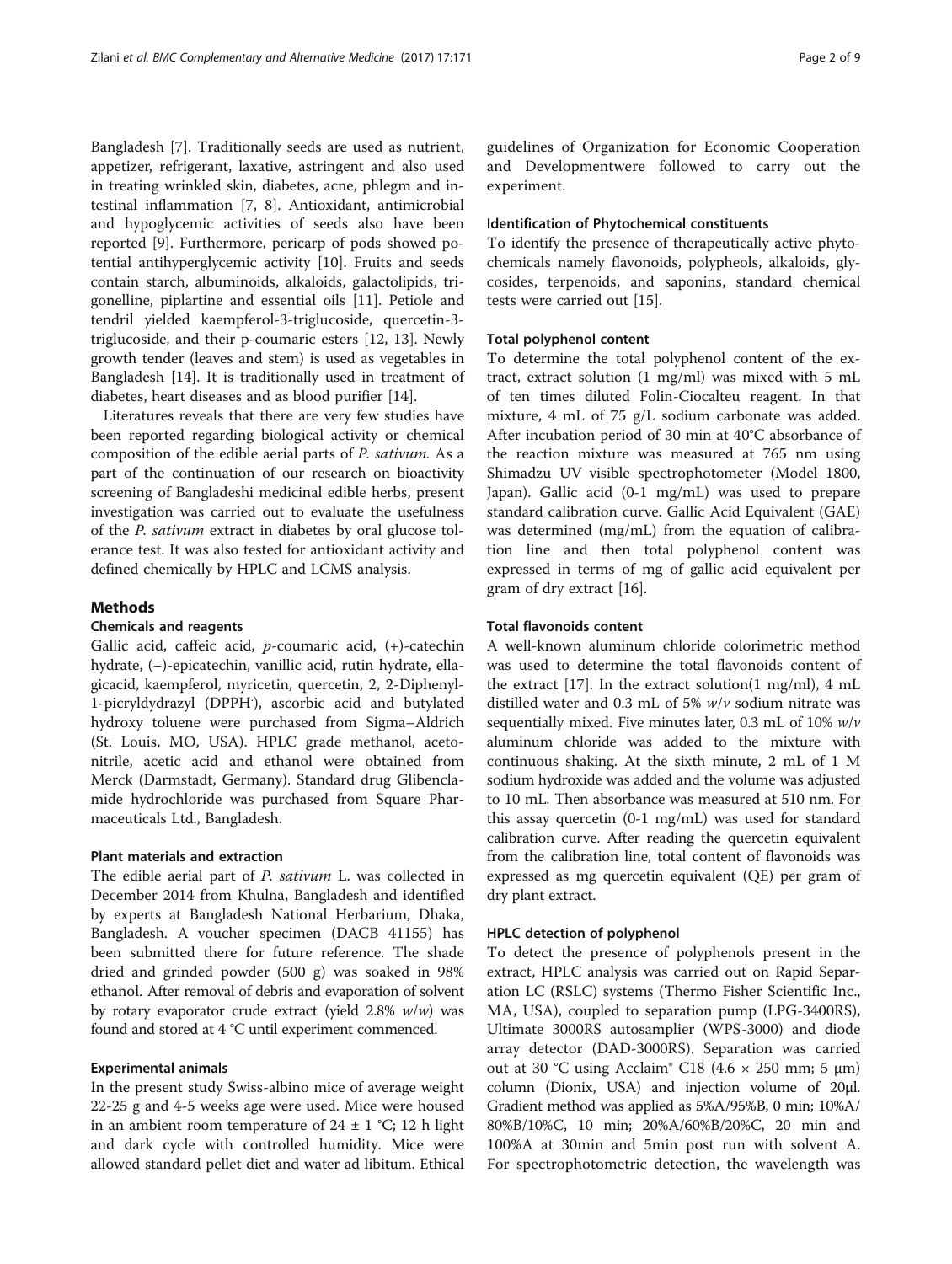Bangladesh [7]. Traditionally seeds are used as nutrient, appetizer, refrigerant, laxative, astringent and also used in treating wrinkled skin, diabetes, acne, phlegm and intestinal inflammation [7, 8]. Antioxidant, antimicrobial and hypoglycemic activities of seeds also have been reported [9]. Furthermore, pericarp of pods showed potential antihyperglycemic activity [10]. Fruits and seeds contain starch, albuminoids, alkaloids, galactolipids, trigonelline, piplartine and essential oils [11]. Petiole and tendril yielded kaempferol-3-triglucoside, quercetin-3-triglucoside, and their p-coumaric esters [12, 13]. Newly growth tender (leaves and stem) is used as vegetables in Bangladesh [14]. It is traditionally used in treatment of diabetes, heart diseases and as blood purifier [14].

Literatures reveals that there are very few studies have been reported regarding biological activity or chemical composition of the edible aerial parts of *P. sativum*. As a part of the continuation of our research on bioactivity screening of Bangladeshi medicinal edible herbs, present investigation was carried out to evaluate the usefulness of the *P. sativum* extract in diabetes by oral glucose tolerance test. It was also tested for antioxidant activity and defined chemically by HPLC and LCMS analysis.

## Methods

### Chemicals and reagents

Gallic acid, caffeic acid, *p*-coumaric acid, (+)-catechin hydrate, (−)-epicatechin, vanillic acid, rutin hydrate, ellagicacid, kaempferol, myricetin, quercetin, 2, 2-Diphenyl-1-picryldydrazyl (DPPH·), ascorbic acid and butylated hydroxy toluene were purchased from Sigma–Aldrich (St. Louis, MO, USA). HPLC grade methanol, acetonitrile, acetic acid and ethanol were obtained from Merck (Darmstadt, Germany). Standard drug Glibenclamide hydrochloride was purchased from Square Pharmaceuticals Ltd., Bangladesh.

### Plant materials and extraction

The edible aerial part of *P. sativum* L. was collected in December 2014 from Khulna, Bangladesh and identified by experts at Bangladesh National Herbarium, Dhaka, Bangladesh. A voucher specimen (DACB 41155) has been submitted there for future reference. The shade dried and grinded powder (500 g) was soaked in 98% ethanol. After removal of debris and evaporation of solvent by rotary evaporator crude extract (yield 2.8% *w*/*w*) was found and stored at 4 °C until experiment commenced.

### Experimental animals

In the present study Swiss-albino mice of average weight 22-25 g and 4-5 weeks age were used. Mice were housed in an ambient room temperature of 24 ± 1 °C; 12 h light and dark cycle with controlled humidity. Mice were allowed standard pellet diet and water ad libitum. Ethical guidelines of Organization for Economic Cooperation and Developmentwere followed to carry out the experiment.

### Identification of Phytochemical constituents

To identify the presence of therapeutically active phytochemicals namely flavonoids, polypheols, alkaloids, glycosides, terpenoids, and saponins, standard chemical tests were carried out [15].

### Total polyphenol content

To determine the total polyphenol content of the extract, extract solution (1 mg/ml) was mixed with 5 mL of ten times diluted Folin-Ciocalteu reagent. In that mixture, 4 mL of 75 g/L sodium carbonate was added. After incubation period of 30 min at 40°C absorbance of the reaction mixture was measured at 765 nm using Shimadzu UV visible spectrophotometer (Model 1800, Japan). Gallic acid (0-1 mg/mL) was used to prepare standard calibration curve. Gallic Acid Equivalent (GAE) was determined (mg/mL) from the equation of calibration line and then total polyphenol content was expressed in terms of mg of gallic acid equivalent per gram of dry extract [16].

### Total flavonoids content

A well-known aluminum chloride colorimetric method was used to determine the total flavonoids content of the extract [17]. In the extract solution(1 mg/ml), 4 mL distilled water and 0.3 mL of 5% *w*/*v* sodium nitrate was sequentially mixed. Five minutes later, 0.3 mL of 10% *w*/*v* aluminum chloride was added to the mixture with continuous shaking. At the sixth minute, 2 mL of 1 M sodium hydroxide was added and the volume was adjusted to 10 mL. Then absorbance was measured at 510 nm. For this assay quercetin (0-1 mg/mL) was used for standard calibration curve. After reading the quercetin equivalent from the calibration line, total content of flavonoids was expressed as mg quercetin equivalent (QE) per gram of dry plant extract.

### HPLC detection of polyphenol

To detect the presence of polyphenols present in the extract, HPLC analysis was carried out on Rapid Separation LC (RSLC) systems (Thermo Fisher Scientific Inc., MA, USA), coupled to separation pump (LPG-3400RS), Ultimate 3000RS autosamplier (WPS-3000) and diode array detector (DAD-3000RS). Separation was carried out at 30 °C using Acclaim® C18 (4.6 × 250 mm; 5 μm) column (Dionix, USA) and injection volume of 20μl. Gradient method was applied as 5%A/95%B, 0 min; 10%A/80%B/10%C, 10 min; 20%A/60%B/20%C, 20 min and 100%A at 30min and 5min post run with solvent A. For spectrophotometric detection, the wavelength was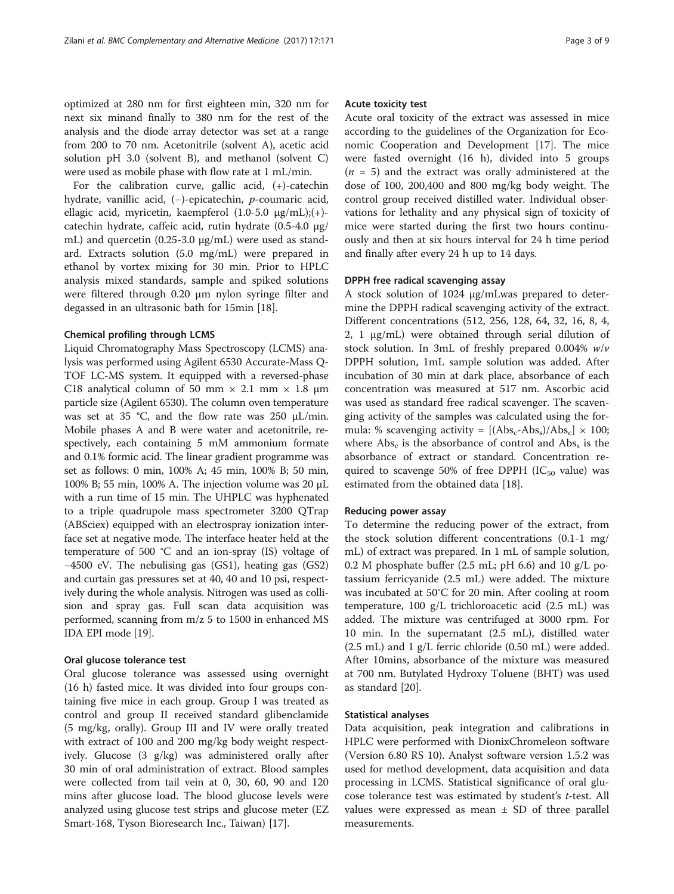optimized at 280 nm for first eighteen min, 320 nm for next six minand finally to 380 nm for the rest of the analysis and the diode array detector was set at a range from 200 to 70 nm. Acetonitrile (solvent A), acetic acid solution pH 3.0 (solvent B), and methanol (solvent C) were used as mobile phase with flow rate at 1 mL/min.

For the calibration curve, gallic acid, (+)-catechin hydrate, vanillic acid, (−)-epicatechin, *p*-coumaric acid, ellagic acid, myricetin, kaempferol (1.0-5.0 μg/mL);(+)-catechin hydrate, caffeic acid, rutin hydrate (0.5-4.0 μg/mL) and quercetin (0.25-3.0 μg/mL) were used as standard. Extracts solution (5.0 mg/mL) were prepared in ethanol by vortex mixing for 30 min. Prior to HPLC analysis mixed standards, sample and spiked solutions were filtered through 0.20 μm nylon syringe filter and degassed in an ultrasonic bath for 15min [18].

#### Chemical profiling through LCMS

Liquid Chromatography Mass Spectroscopy (LCMS) analysis was performed using Agilent 6530 Accurate-Mass Q-TOF LC-MS system. It equipped with a reversed-phase C18 analytical column of 50 mm × 2.1 mm × 1.8 μm particle size (Agilent 6530). The column oven temperature was set at 35 °C, and the flow rate was 250 μL/min. Mobile phases A and B were water and acetonitrile, respectively, each containing 5 mM ammonium formate and 0.1% formic acid. The linear gradient programme was set as follows: 0 min, 100% A; 45 min, 100% B; 50 min, 100% B; 55 min, 100% A. The injection volume was 20 μL with a run time of 15 min. The UHPLC was hyphenated to a triple quadrupole mass spectrometer 3200 QTrap (ABSciex) equipped with an electrospray ionization interface set at negative mode. The interface heater held at the temperature of 500 °C and an ion-spray (IS) voltage of −4500 eV. The nebulising gas (GS1), heating gas (GS2) and curtain gas pressures set at 40, 40 and 10 psi, respectively during the whole analysis. Nitrogen was used as collision and spray gas. Full scan data acquisition was performed, scanning from m/z 5 to 1500 in enhanced MS IDA EPI mode [19].

#### Oral glucose tolerance test

Oral glucose tolerance was assessed using overnight (16 h) fasted mice. It was divided into four groups containing five mice in each group. Group I was treated as control and group II received standard glibenclamide (5 mg/kg, orally). Group III and IV were orally treated with extract of 100 and 200 mg/kg body weight respectively. Glucose (3 g/kg) was administered orally after 30 min of oral administration of extract. Blood samples were collected from tail vein at 0, 30, 60, 90 and 120 mins after glucose load. The blood glucose levels were analyzed using glucose test strips and glucose meter (EZ Smart-168, Tyson Bioresearch Inc., Taiwan) [17].

#### Acute toxicity test

Acute oral toxicity of the extract was assessed in mice according to the guidelines of the Organization for Economic Cooperation and Development [17]. The mice were fasted overnight (16 h), divided into 5 groups ($n$ = 5) and the extract was orally administered at the dose of 100, 200,400 and 800 mg/kg body weight. The control group received distilled water. Individual observations for lethality and any physical sign of toxicity of mice were started during the first two hours continuously and then at six hours interval for 24 h time period and finally after every 24 h up to 14 days.

#### DPPH free radical scavenging assay

A stock solution of 1024 μg/mLwas prepared to determine the DPPH radical scavenging activity of the extract. Different concentrations (512, 256, 128, 64, 32, 16, 8, 4, 2, 1 μg/mL) were obtained through serial dilution of stock solution. In 3mL of freshly prepared 0.004% *w*/*v* DPPH solution, 1mL sample solution was added. After incubation of 30 min at dark place, absorbance of each concentration was measured at 517 nm. Ascorbic acid was used as standard free radical scavenger. The scavenging activity of the samples was calculated using the formula: % scavenging activity = $[(Abs_c - Abs_s)/Abs_c] \times 100$; where $Abs_c$ is the absorbance of control and $Abs_s$ is the absorbance of extract or standard. Concentration required to scavenge 50% of free DPPH ($IC_{50}$ value) was estimated from the obtained data [18].

#### Reducing power assay

To determine the reducing power of the extract, from the stock solution different concentrations (0.1-1 mg/mL) of extract was prepared. In 1 mL of sample solution, 0.2 M phosphate buffer (2.5 mL; pH 6.6) and 10 g/L potassium ferricyanide (2.5 mL) were added. The mixture was incubated at 50°C for 20 min. After cooling at room temperature, 100 g/L trichloroacetic acid (2.5 mL) was added. The mixture was centrifuged at 3000 rpm. For 10 min. In the supernatant (2.5 mL), distilled water (2.5 mL) and 1 g/L ferric chloride (0.50 mL) were added. After 10mins, absorbance of the mixture was measured at 700 nm. Butylated Hydroxy Toluene (BHT) was used as standard [20].

#### Statistical analyses

Data acquisition, peak integration and calibrations in HPLC were performed with DionixChromeleon software (Version 6.80 RS 10). Analyst software version 1.5.2 was used for method development, data acquisition and data processing in LCMS. Statistical significance of oral glucose tolerance test was estimated by student's *t*-test. All values were expressed as mean ± SD of three parallel measurements.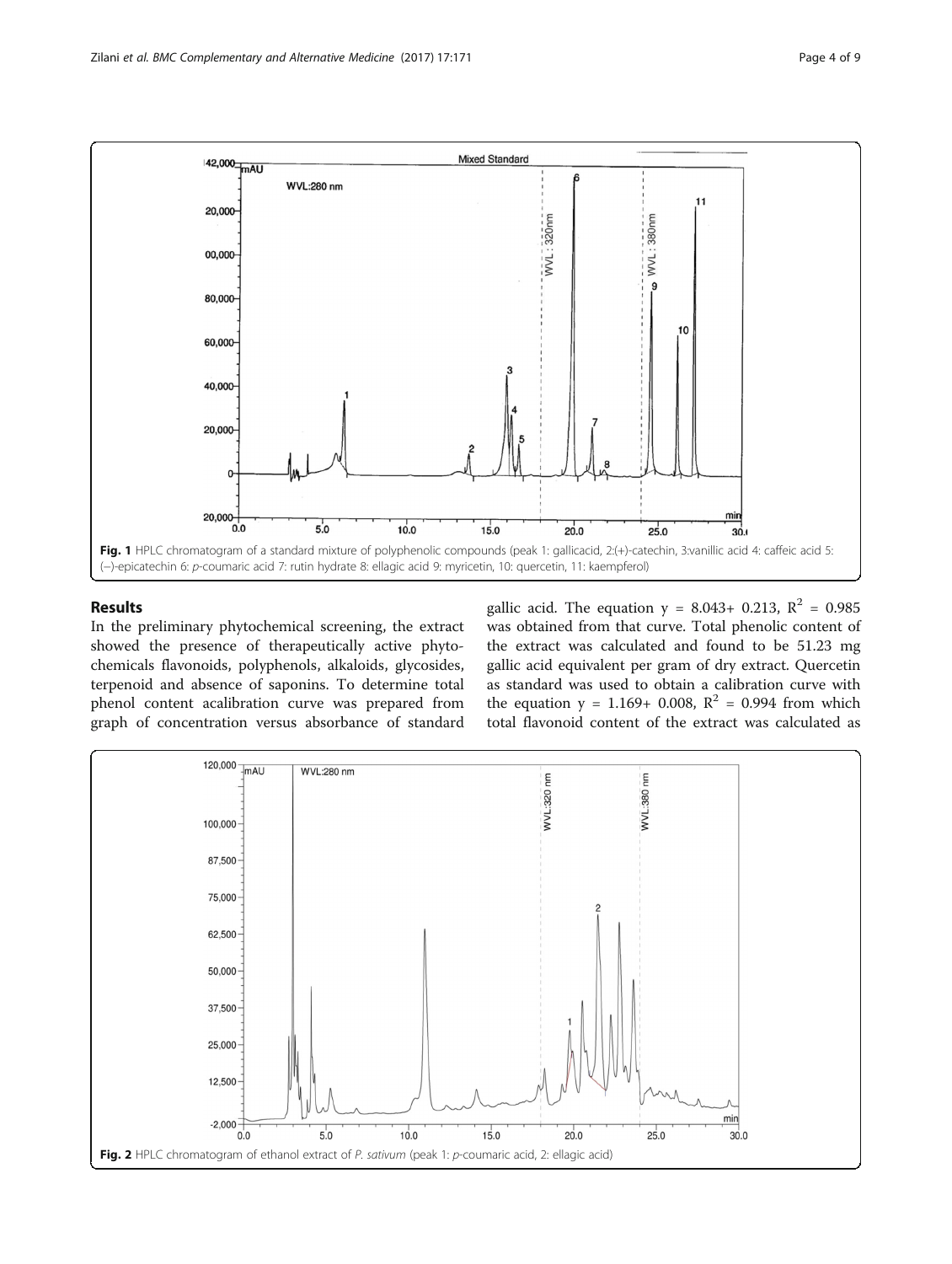Fig. 1 HPLC chromatogram of a standard mixture of polyphenolic compounds (peak 1: gallicacid, 2:(+)-catechin, 3:vanillic acid 4: caffeic acid 5: (−)-epicatechin 6: *p*-coumaric acid 7: rutin hydrate 8: ellagic acid 9: myricetin, 10: quercetin, 11: kaempferol)

## Results

In the preliminary phytochemical screening, the extract showed the presence of therapeutically active phytochemicals flavonoids, polyphenols, alkaloids, glycosides, terpenoid and absence of saponins. To determine total phenol content acalibration curve was prepared from graph of concentration versus absorbance of standard gallic acid. The equation $y = 8.043 + 0.213$, $R^2 = 0.985$ was obtained from that curve. Total phenolic content of the extract was calculated and found to be 51.23 mg gallic acid equivalent per gram of dry extract. Quercetin as standard was used to obtain a calibration curve with the equation $y = 1.169 + 0.008$, $R^2 = 0.994$ from which total flavonoid content of the extract was calculated as

Fig. 2 HPLC chromatogram of ethanol extract of *P. sativum* (peak 1: *p*-coumaric acid, 2: ellagic acid)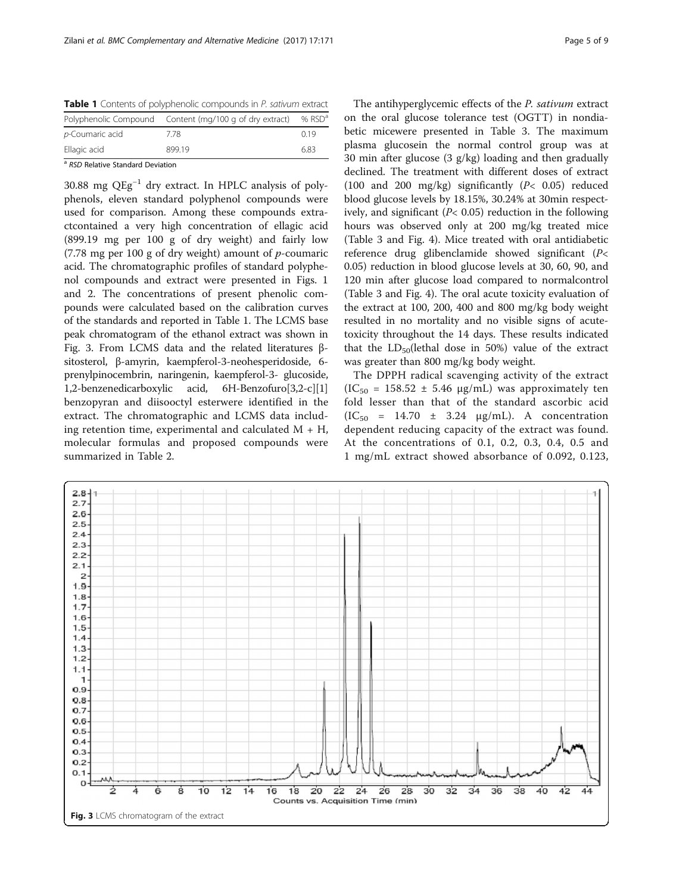**Table 1** Contents of polyphenolic compounds in *P. sativum* extract

| Polyphenolic Compound | Content (mg/100 g of dry extract) | % RSD[a] |
|---|---|---|
| *p*-Coumaric acid | 7.78 | 0.19 |
| Ellagic acid | 899.19 | 6.83 |

[a] *RSD* Relative Standard Deviation

30.88 mg $QEg^{-1}$ dry extract. In HPLC analysis of polyphenols, eleven standard polyphenol compounds were used for comparison. Among these compounds extractcontained a very high concentration of ellagic acid (899.19 mg per 100 g of dry weight) and fairly low (7.78 mg per 100 g of dry weight) amount of *p*-coumaric acid. The chromatographic profiles of standard polyphenol compounds and extract were presented in Figs. 1 and 2. The concentrations of present phenolic compounds were calculated based on the calibration curves of the standards and reported in Table 1. The LCMS base peak chromatogram of the ethanol extract was shown in Fig. 3. From LCMS data and the related literatures β-sitosterol, β-amyrin, kaempferol-3-neohesperidoside, 6-prenylpinocembrin, naringenin, kaempferol-3- glucoside, 1,2-benzenedicarboxylic acid, 6H-Benzofuro[3,2-c][1] benzopyran and diisooctyl esterwere identified in the extract. The chromatographic and LCMS data including retention time, experimental and calculated M + H, molecular formulas and proposed compounds were summarized in Table 2.

The antihyperglycemic effects of the *P. sativum* extract on the oral glucose tolerance test (OGTT) in nondiabetic micewere presented in Table 3. The maximum plasma glucosein the normal control group was at 30 min after glucose (3 g/kg) loading and then gradually declined. The treatment with different doses of extract (100 and 200 mg/kg) significantly ($P< 0.05$) reduced blood glucose levels by 18.15%, 30.24% at 30min respectively, and significant ($P< 0.05$) reduction in the following hours was observed only at 200 mg/kg treated mice (Table 3 and Fig. 4). Mice treated with oral antidiabetic reference drug glibenclamide showed significant ($P< 0.05$) reduction in blood glucose levels at 30, 60, 90, and 120 min after glucose load compared to normalcontrol (Table 3 and Fig. 4). The oral acute toxicity evaluation of the extract at 100, 200, 400 and 800 mg/kg body weight resulted in no mortality and no visible signs of acutetoxicity throughout the 14 days. These results indicated that the $LD_{50}$(lethal dose in 50%) value of the extract was greater than 800 mg/kg body weight.

The DPPH radical scavenging activity of the extract ($IC_{50}$ = 158.52 ± 5.46 μg/mL) was approximately ten fold lesser than that of the standard ascorbic acid ($IC_{50}$ = 14.70 ± 3.24 μg/mL). A concentration dependent reducing capacity of the extract was found. At the concentrations of 0.1, 0.2, 0.3, 0.4, 0.5 and 1 mg/mL extract showed absorbance of 0.092, 0.123,

**Fig. 3** LCMS chromatogram of the extract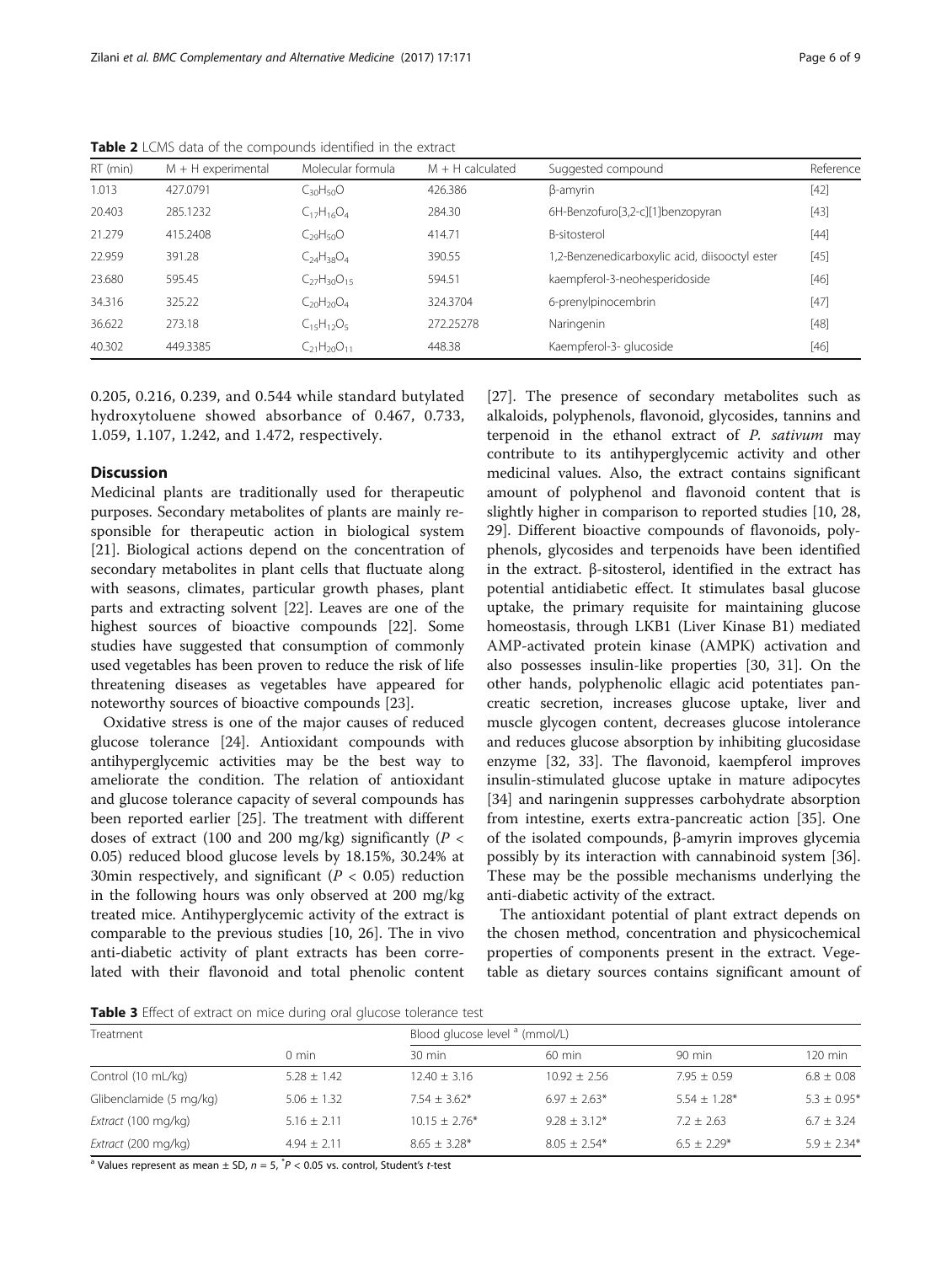**Table 2** LCMS data of the compounds identified in the extract

| RT (min) | M + H experimental | Molecular formula | M + H calculated | Suggested compound | Reference |
|---|---|---|---|---|---|
| 1.013 | 427.0791 | $C_{30}H_{50}O$ | 426.386 | β-amyrin | [42] |
| 20.403 | 285.1232 | $C_{17}H_{16}O_4$ | 284.30 | 6H-Benzofuro[3,2-c][1]benzopyran | [43] |
| 21.279 | 415.2408 | $C_{29}H_{50}O$ | 414.71 | B-sitosterol | [44] |
| 22.959 | 391.28 | $C_{24}H_{38}O_4$ | 390.55 | 1,2-Benzenedicarboxylic acid, diisooctyl ester | [45] |
| 23.680 | 595.45 | $C_{27}H_{30}O_{15}$ | 594.51 | kaempferol-3-neohesperidoside | [46] |
| 34.316 | 325.22 | $C_{20}H_{20}O_4$ | 324.3704 | 6-prenylpinocembrin | [47] |
| 36.622 | 273.18 | $C_{15}H_{12}O_5$ | 272.25278 | Naringenin | [48] |
| 40.302 | 449.3385 | $C_{21}H_{20}O_{11}$ | 448.38 | Kaempferol-3- glucoside | [46] |

0.205, 0.216, 0.239, and 0.544 while standard butylated hydroxytoluene showed absorbance of 0.467, 0.733, 1.059, 1.107, 1.242, and 1.472, respectively.

## Discussion

Medicinal plants are traditionally used for therapeutic purposes. Secondary metabolites of plants are mainly responsible for therapeutic action in biological system [21]. Biological actions depend on the concentration of secondary metabolites in plant cells that fluctuate along with seasons, climates, particular growth phases, plant parts and extracting solvent [22]. Leaves are one of the highest sources of bioactive compounds [22]. Some studies have suggested that consumption of commonly used vegetables has been proven to reduce the risk of life threatening diseases as vegetables have appeared for noteworthy sources of bioactive compounds [23].

Oxidative stress is one of the major causes of reduced glucose tolerance [24]. Antioxidant compounds with antihyperglycemic activities may be the best way to ameliorate the condition. The relation of antioxidant and glucose tolerance capacity of several compounds has been reported earlier [25]. The treatment with different doses of extract (100 and 200 mg/kg) significantly ($P < 0.05$) reduced blood glucose levels by 18.15%, 30.24% at 30min respectively, and significant ($P < 0.05$) reduction in the following hours was only observed at 200 mg/kg treated mice. Antihyperglycemic activity of the extract is comparable to the previous studies [10, 26]. The in vivo anti-diabetic activity of plant extracts has been correlated with their flavonoid and total phenolic content [27]. The presence of secondary metabolites such as alkaloids, polyphenols, flavonoid, glycosides, tannins and terpenoid in the ethanol extract of *P. sativum* may contribute to its antihyperglycemic activity and other medicinal values. Also, the extract contains significant amount of polyphenol and flavonoid content that is slightly higher in comparison to reported studies [10, 28, 29]. Different bioactive compounds of flavonoids, polyphenols, glycosides and terpenoids have been identified in the extract. β-sitosterol, identified in the extract has potential antidiabetic effect. It stimulates basal glucose uptake, the primary requisite for maintaining glucose homeostasis, through LKB1 (Liver Kinase B1) mediated AMP-activated protein kinase (AMPK) activation and also possesses insulin-like properties [30, 31]. On the other hands, polyphenolic ellagic acid potentiates pancreatic secretion, increases glucose uptake, liver and muscle glycogen content, decreases glucose intolerance and reduces glucose absorption by inhibiting glucosidase enzyme [32, 33]. The flavonoid, kaempferol improves insulin-stimulated glucose uptake in mature adipocytes [34] and naringenin suppresses carbohydrate absorption from intestine, exerts extra-pancreatic action [35]. One of the isolated compounds, β-amyrin improves glycemia possibly by its interaction with cannabinoid system [36]. These may be the possible mechanisms underlying the anti-diabetic activity of the extract.

The antioxidant potential of plant extract depends on the chosen method, concentration and physicochemical properties of components present in the extract. Vegetable as dietary sources contains significant amount of

**Table 3** Effect of extract on mice during oral glucose tolerance test

| Treatment | Blood glucose level [a] (mmol/L) | | | | |
|---|---|---|---|---|---|
| | 0 min | 30 min | 60 min | 90 min | 120 min |
| Control (10 mL/kg) | 5.28 ± 1.42 | 12.40 ± 3.16 | 10.92 ± 2.56 | 7.95 ± 0.59 | 6.8 ± 0.08 |
| Glibenclamide (5 mg/kg) | 5.06 ± 1.32 | 7.54 ± 3.62* | 6.97 ± 2.63* | 5.54 ± 1.28* | 5.3 ± 0.95* |
| *Extract* (100 mg/kg) | 5.16 ± 2.11 | 10.15 ± 2.76* | 9.28 ± 3.12* | 7.2 ± 2.63 | 6.7 ± 3.24 |
| *Extract* (200 mg/kg) | 4.94 ± 2.11 | 8.65 ± 3.28* | 8.05 ± 2.54* | 6.5 ± 2.29* | 5.9 ± 2.34* |

[a] Values represent as mean ± SD, $n = 5$, *$P < 0.05$ vs. control, Student's *t*-test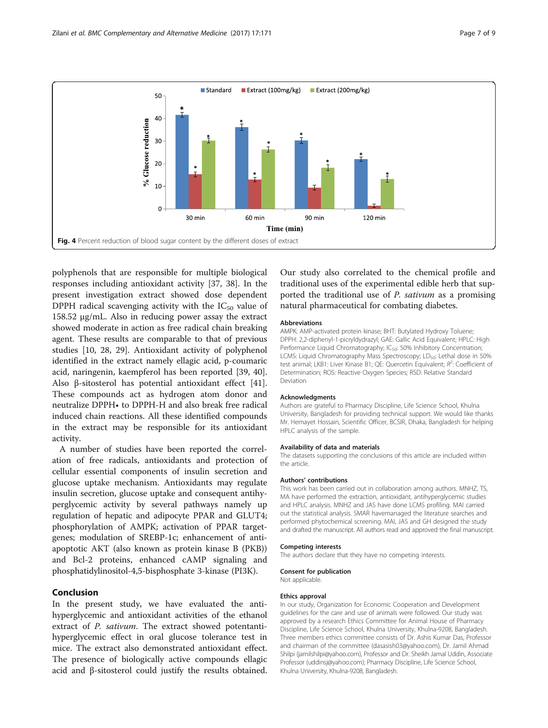Fig. 4 Percent reduction of blood sugar content by the different doses of extract

polyphenols that are responsible for multiple biological responses including antioxidant activity [37, 38]. In the present investigation extract showed dose dependent DPPH radical scavenging activity with the $IC_{50}$ value of 158.52 μg/mL. Also in reducing power assay the extract showed moderate in action as free radical chain breaking agent. These results are comparable to that of previous studies [10, 28, 29]. Antioxidant activity of polyphenol identified in the extract namely ellagic acid, p-coumaric acid, naringenin, kaempferol has been reported [39, 40]. Also β-sitosterol has potential antioxidant effect [41]. These compounds act as hydrogen atom donor and neutralize DPPH• to DPPH-H and also break free radical induced chain reactions. All these identified compounds in the extract may be responsible for its antioxidant activity.

A number of studies have been reported the correlation of free radicals, antioxidants and protection of cellular essential components of insulin secretion and glucose uptake mechanism. Antioxidants may regulate insulin secretion, glucose uptake and consequent antihyperglycemic activity by several pathways namely up regulation of hepatic and adipocyte PPAR and GLUT4; phosphorylation of AMPK; activation of PPAR target-genes; modulation of SREBP-1c; enhancement of anti-apoptotic AKT (also known as protein kinase B (PKB)) and Bcl-2 proteins, enhanced cAMP signaling and phosphatidylinositol-4,5-bisphosphate 3-kinase (PI3K).

## Conclusion

In the present study, we have evaluated the anti-hyperglycemic and antioxidant activities of the ethanol extract of *P. sativum*. The extract showed potentanti-hyperglycemic effect in oral glucose tolerance test in mice. The extract also demonstrated antioxidant effect. The presence of biologically active compounds ellagic acid and β-sitosterol could justify the results obtained. Our study also correlated to the chemical profile and traditional uses of the experimental edible herb that supported the traditional use of *P. sativum* as a promising natural pharmaceutical for combating diabetes.

### Abbreviations

AMPK: AMP-activated protein kinase; BHT: Butylated Hydroxy Toluene; DPPH: 2,2-diphenyl-1-picryldydrazyl; GAE: Gallic Acid Equivalent; HPLC: High Performance Liquid Chromatography; $IC_{50}$: 50% Inhibitory Concentration; LCMS: Liquid Chromatography Mass Spectroscopy; $LD_{50}$: Lethal dose in 50% test animal; LKB1: Liver Kinase B1; QE: Quercetin Equivalent; $R^2$: Coefficient of Determination; ROS: Reactive Oxygen Species; RSD: Relative Standard Deviation

### Acknowledgments

Authors are grateful to Pharmacy Discipline, Life Science School, Khulna University, Bangladesh for providing technical support. We would like thanks Mr. Hemayet Hossain, Scientific Officer, BCSIR, Dhaka, Bangladesh for helping HPLC analysis of the sample.

### Availability of data and materials

The datasets supporting the conclusions of this article are included within the article.

### Authors' contributions

This work has been carried out in collaboration among authors. MNHZ, TS, MA have performed the extraction, antioxidant, antihyperglycemic studies and HPLC analysis. MNHZ and JAS have done LCMS profiling. MAI carried out the statistical analysis. SMAR havemanaged the literature searches and performed phytochemical screening. MAI, JAS and GH designed the study and drafted the manuscript. All authors read and approved the final manuscript.

### Competing interests

The authors declare that they have no competing interests.

### Consent for publication

Not applicable.

### Ethics approval

In our study, Organization for Economic Cooperation and Development guidelines for the care and use of animals were followed. Our study was approved by a research Ethics Committee for Animal House of Pharmacy Discipline, Life Science School, Khulna University, Khulna-9208, Bangladesh. Three members ethics committee consists of Dr. Ashis Kumar Das, Professor and chairman of the committee (dasasish03@yahoo.com), Dr. Jamil Ahmad Shilpi (jamilshilpi@yahoo.com), Professor and Dr. Sheikh Jamal Uddin, Associate Professor (uddinsj@yahoo.com); Pharmacy Discipline, Life Science School, Khulna University, Khulna-9208, Bangladesh.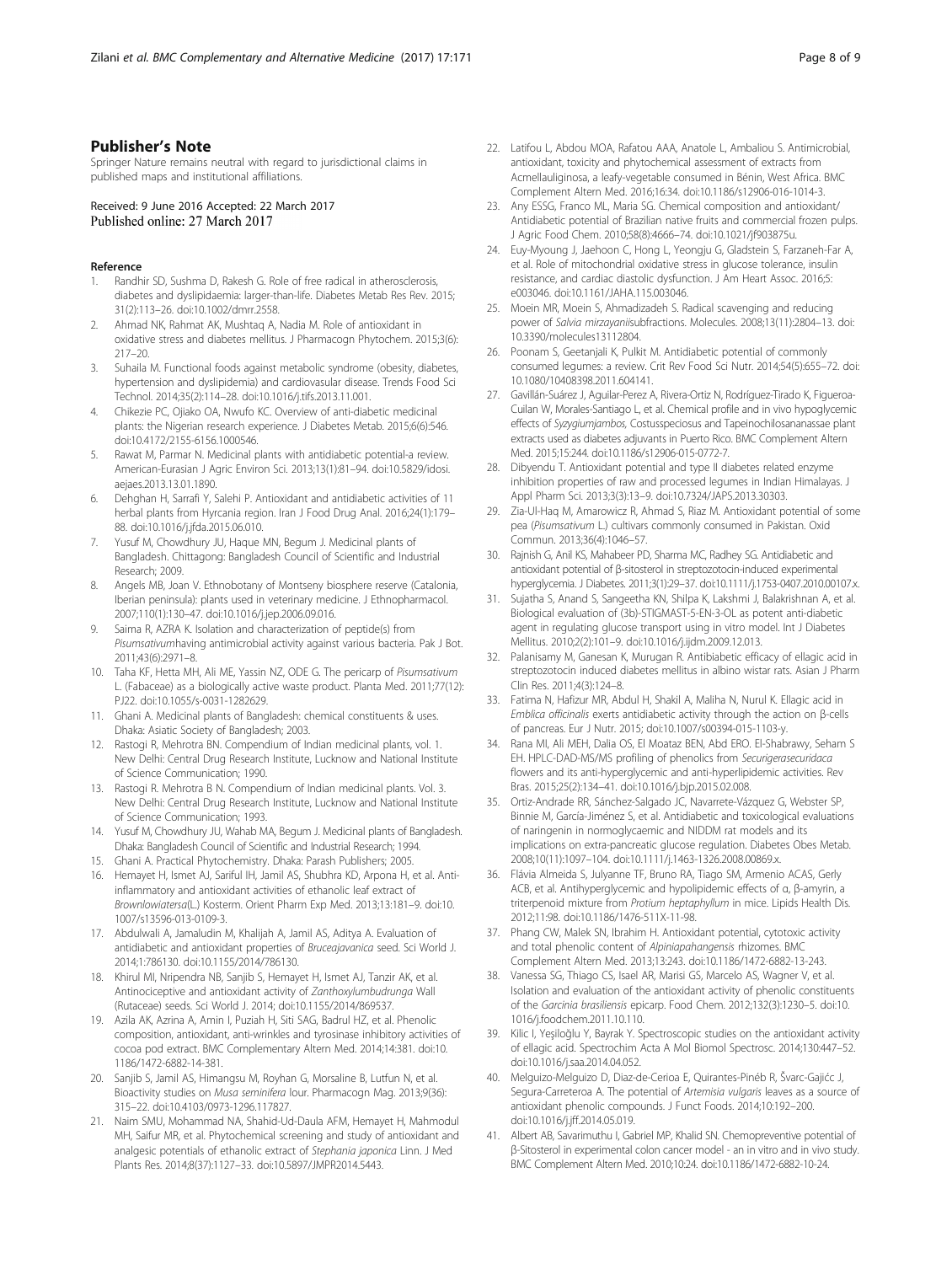## Publisher's Note

Springer Nature remains neutral with regard to jurisdictional claims in published maps and institutional affiliations.

Received: 9 June 2016 Accepted: 22 March 2017
Published online: 27 March 2017

## Reference

1. Randhir SD, Sushma D, Rakesh G. Role of free radical in atherosclerosis, diabetes and dyslipidaemia: larger-than-life. Diabetes Metab Res Rev. 2015; 31(2):113–26. doi:10.1002/dmrr.2558.
2. Ahmad NK, Rahmat AK, Mushtaq A, Nadia M. Role of antioxidant in oxidative stress and diabetes mellitus. J Pharmacogn Phytochem. 2015;3(6): 217–20.
3. Suhaila M. Functional foods against metabolic syndrome (obesity, diabetes, hypertension and dyslipidemia) and cardiovasular disease. Trends Food Sci Technol. 2014;35(2):114–28. doi:10.1016/j.tifs.2013.11.001.
4. Chikezie PC, Ojiako OA, Nwufo KC. Overview of anti-diabetic medicinal plants: the Nigerian research experience. J Diabetes Metab. 2015;6(6):546. doi:10.4172/2155-6156.1000546.
5. Rawat M, Parmar N. Medicinal plants with antidiabetic potential-a review. American-Eurasian J Agric Environ Sci. 2013;13(1):81–94. doi:10.5829/idosi.aejaes.2013.13.01.1890.
6. Dehghan H, Sarrafi Y, Salehi P. Antioxidant and antidiabetic activities of 11 herbal plants from Hyrcania region. Iran J Food Drug Anal. 2016;24(1):179–88. doi:10.1016/j.jfda.2015.06.010.
7. Yusuf M, Chowdhury JU, Haque MN, Begum J. Medicinal plants of Bangladesh. Chittagong: Bangladesh Council of Scientific and Industrial Research; 2009.
8. Angels MB, Joan V. Ethnobotany of Montseny biosphere reserve (Catalonia, Iberian peninsula): plants used in veterinary medicine. J Ethnopharmacol. 2007;110(1):130–47. doi:10.1016/j.jep.2006.09.016.
9. Saima R, AZRA K. Isolation and characterization of peptide(s) from *Pisumsativum*having antimicrobial activity against various bacteria. Pak J Bot. 2011;43(6):2971–8.
10. Taha KF, Hetta MH, Ali ME, Yassin NZ, ODE G. The pericarp of *Pisumsativum* L. (Fabaceae) as a biologically active waste product. Planta Med. 2011;77(12): PJ22. doi:10.1055/s-0031-1282629.
11. Ghani A. Medicinal plants of Bangladesh: chemical constituents & uses. Dhaka: Asiatic Society of Bangladesh; 2003.
12. Rastogi R, Mehrotra BN. Compendium of Indian medicinal plants, vol. 1. New Delhi: Central Drug Research Institute, Lucknow and National Institute of Science Communication; 1990.
13. Rastogi R. Mehrotra B N. Compendium of Indian medicinal plants. Vol. 3. New Delhi: Central Drug Research Institute, Lucknow and National Institute of Science Communication; 1993.
14. Yusuf M, Chowdhury JU, Wahab MA, Begum J. Medicinal plants of Bangladesh. Dhaka: Bangladesh Council of Scientific and Industrial Research; 1994.
15. Ghani A. Practical Phytochemistry. Dhaka: Parash Publishers; 2005.
16. Hemayet H, Ismet AJ, Sariful IH, Jamil AS, Shubhra KD, Arpona H, et al. Anti-inflammatory and antioxidant activities of ethanolic leaf extract of *Brownlowiatersa*(L.) Kosterm. Orient Pharm Exp Med. 2013;13:181–9. doi:10.1007/s13596-013-0109-3.
17. Abdulwali A, Jamaludin M, Khalijah A, Jamil AS, Aditya A. Evaluation of antidiabetic and antioxidant properties of *Bruceajavanica* seed. Sci World J. 2014;1:786130. doi:10.1155/2014/786130.
18. Khirul MI, Nripendra NB, Sanjib S, Hemayet H, Ismet AJ, Tanzir AK, et al. Antinociceptive and antioxidant activity of *Zanthoxylumbudrunga* Wall (Rutaceae) seeds. Sci World J. 2014; doi:10.1155/2014/869537.
19. Azila AK, Azrina A, Amin I, Puziah H, Siti SAG, Badrul HZ, et al. Phenolic composition, antioxidant, anti-wrinkles and tyrosinase inhibitory activities of cocoa pod extract. BMC Complementary Altern Med. 2014;14:381. doi:10.1186/1472-6882-14-381.
20. Sanjib S, Jamil AS, Himangsu M, Royhan G, Morsaline B, Lutfun N, et al. Bioactivity studies on *Musa seminifera* lour. Pharmacogn Mag. 2013;9(36): 315–22. doi:10.4103/0973-1296.117827.
21. Naim SMU, Mohammad NA, Shahid-Ud-Daula AFM, Hemayet H, Mahmodul MH, Saifur MR, et al. Phytochemical screening and study of antioxidant and analgesic potentials of ethanolic extract of *Stephania japonica* Linn. J Med Plants Res. 2014;8(37):1127–33. doi:10.5897/JMPR2014.5443.
22. Latifou L, Abdou MOA, Rafatou AAA, Anatole L, Ambaliou S. Antimicrobial, antioxidant, toxicity and phytochemical assessment of extracts from Acmellauliginosa, a leafy-vegetable consumed in Bénin, West Africa. BMC Complement Altern Med. 2016;16:34. doi:10.1186/s12906-016-1014-3.
23. Any ESSG, Franco ML, Maria SG. Chemical composition and antioxidant/ Antidiabetic potential of Brazilian native fruits and commercial frozen pulps. J Agric Food Chem. 2010;58(8):4666–74. doi:10.1021/jf903875u.
24. Euy-Myoung J, Jaehoon C, Hong L, Yeongju G, Gladstein S, Farzaneh-Far A, et al. Role of mitochondrial oxidative stress in glucose tolerance, insulin resistance, and cardiac diastolic dysfunction. J Am Heart Assoc. 2016;5: e003046. doi:10.1161/JAHA.115.003046.
25. Moein MR, Moein S, Ahmadizadeh S. Radical scavenging and reducing power of *Salvia mirzayanii*subfractions. Molecules. 2008;13(11):2804–13. doi: 10.3390/molecules13112804.
26. Poonam S, Geetanjali K, Pulkit M. Antidiabetic potential of commonly consumed legumes: a review. Crit Rev Food Sci Nutr. 2014;54(5):655–72. doi: 10.1080/10408398.2011.604141.
27. Gavillán-Suárez J, Aguilar-Perez A, Rivera-Ortiz N, Rodríguez-Tirado K, Figueroa-Cuilan W, Morales-Santiago L, et al. Chemical profile and in vivo hypoglycemic effects of *Syzygiumjambos*, Costusspeciosus and Tapeinochilosananassae plant extracts used as diabetes adjuvants in Puerto Rico. BMC Complement Altern Med. 2015;15:244. doi:10.1186/s12906-015-0772-7.
28. Dibyendu T. Antioxidant potential and type II diabetes related enzyme inhibition properties of raw and processed legumes in Indian Himalayas. J Appl Pharm Sci. 2013;3(3):13–9. doi:10.7324/JAPS.2013.30303.
29. Zia-Ul-Haq M, Amarowicz R, Ahmad S, Riaz M. Antioxidant potential of some pea (*Pisumsativum* L.) cultivars commonly consumed in Pakistan. Oxid Commun. 2013;36(4):1046–57.
30. Rajnish G, Anil KS, Mahabeer PD, Sharma MC, Radhey SG. Antidiabetic and antioxidant potential of β-sitosterol in streptozotocin-induced experimental hyperglycemia. J Diabetes. 2011;3(1):29–37. doi:10.1111/j.1753-0407.2010.00107.x.
31. Sujatha S, Anand S, Sangeetha KN, Shilpa K, Lakshmi J, Balakrishnan A, et al. Biological evaluation of (3b)-STIGMAST-5-EN-3-OL as potent anti-diabetic agent in regulating glucose transport using in vitro model. Int J Diabetes Mellitus. 2010;2(2):101–9. doi:10.1016/j.ijdm.2009.12.013.
32. Palanisamy M, Ganesan K, Murugan R. Antibiabetic efficacy of ellagic acid in streptozotocin induced diabetes mellitus in albino wistar rats. Asian J Pharm Clin Res. 2011;4(3):124–8.
33. Fatima N, Hafizur MR, Abdul H, Shakil A, Maliha N, Nurul K. Ellagic acid in *Emblica officinalis* exerts antidiabetic activity through the action on β-cells of pancreas. Eur J Nutr. 2015; doi:10.1007/s00394-015-1103-y.
34. Rana MI, Ali MEH, Dalia OS, El Moataz BEN, Abd ERO. El-Shabrawy, Seham S EH. HPLC-DAD-MS/MS profiling of phenolics from *Securigerasecuridaca* flowers and its anti-hyperglycemic and anti-hyperlipidemic activities. Rev Bras. 2015;25(2):134–41. doi:10.1016/j.bjp.2015.02.008.
35. Ortiz-Andrade RR, Sánchez-Salgado JC, Navarrete-Vázquez G, Webster SP, Binnie M, García-Jiménez S, et al. Antidiabetic and toxicological evaluations of naringenin in normoglycaemic and NIDDM rat models and its implications on extra-pancreatic glucose regulation. Diabetes Obes Metab. 2008;10(11):1097–104. doi:10.1111/j.1463-1326.2008.00869.x.
36. Flávia Almeida S, Julyanne TF, Bruno RA, Tiago SM, Armenio ACAS, Gerly ACB, et al. Antihyperglycemic and hypolipidemic effects of α, β-amyrin, a triterpenoid mixture from *Protium heptaphyllum* in mice. Lipids Health Dis. 2012;11:98. doi:10.1186/1476-511X-11-98.
37. Phang CW, Malek SN, Ibrahim H. Antioxidant potential, cytotoxic activity and total phenolic content of *Alpiniapahangensis* rhizomes. BMC Complement Altern Med. 2013;13:243. doi:10.1186/1472-6882-13-243.
38. Vanessa SG, Thiago CS, Isael AR, Marisi GS, Marcelo AS, Wagner V, et al. Isolation and evaluation of the antioxidant activity of phenolic constituents of the *Garcinia brasiliensis* epicarp. Food Chem. 2012;132(3):1230–5. doi:10.1016/j.foodchem.2011.10.110.
39. Kilic I, Yeşiloğlu Y, Bayrak Y. Spectroscopic studies on the antioxidant activity of ellagic acid. Spectrochim Acta A Mol Biomol Spectrosc. 2014;130:447–52. doi:10.1016/j.saa.2014.04.052.
40. Melguizo-Melguizo D, Diaz-de-Cerioa E, Quirantes-Pinéb R, Švarc-Gajićc J, Segura-Carreteroa A. The potential of *Artemisia vulgaris* leaves as a source of antioxidant phenolic compounds. J Funct Foods. 2014;10:192–200. doi:10.1016/j.jff.2014.05.019.
41. Albert AB, Savarimuthu I, Gabriel MP, Khalid SN. Chemopreventive potential of β-Sitosterol in experimental colon cancer model - an in vitro and in vivo study. BMC Complement Altern Med. 2010;10:24. doi:10.1186/1472-6882-10-24.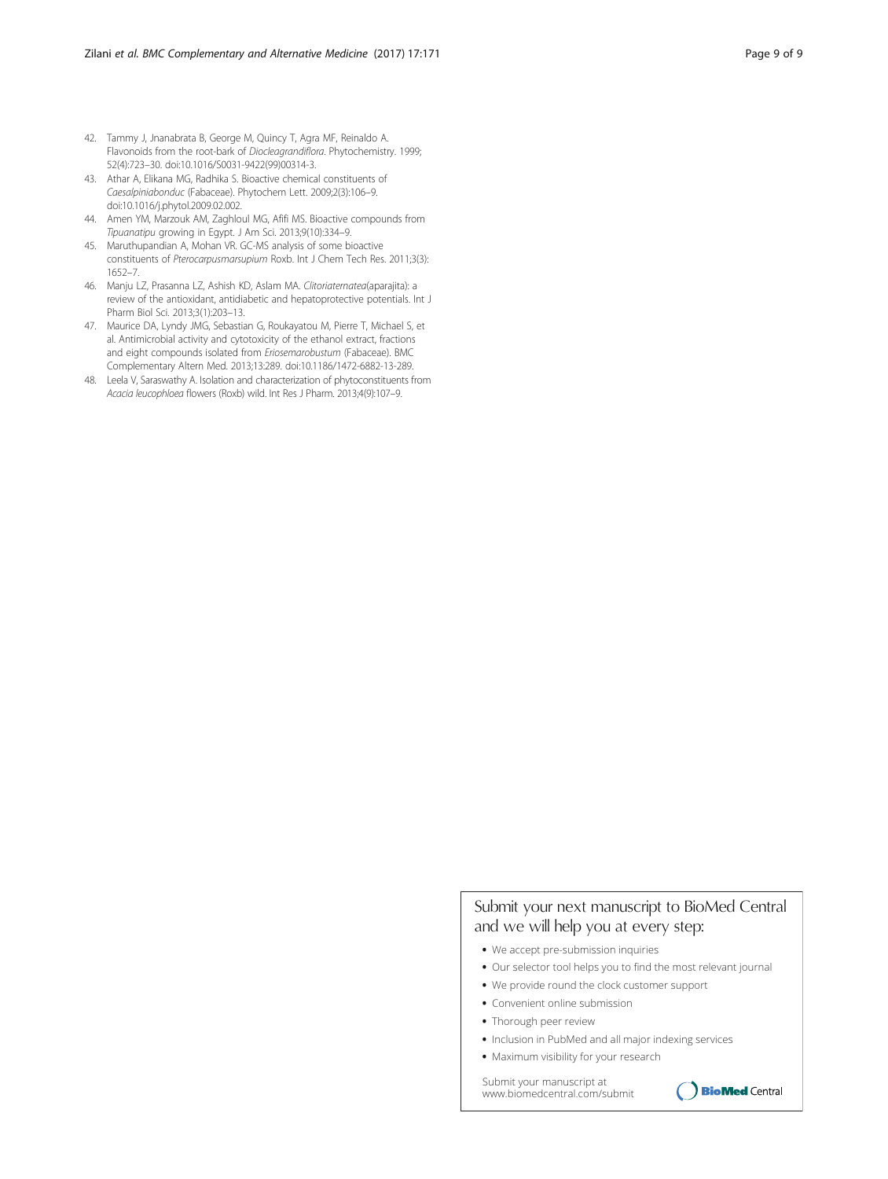42. Tammy J, Jnanabrata B, George M, Quincy T, Agra MF, Reinaldo A. Flavonoids from the root-bark of *Diocleagrandiflora*. Phytochemistry. 1999; 52(4):723–30. doi:10.1016/S0031-9422(99)00314-3.
43. Athar A, Elikana MG, Radhika S. Bioactive chemical constituents of *Caesalpiniabonduc* (Fabaceae). Phytochem Lett. 2009;2(3):106–9. doi:10.1016/j.phytol.2009.02.002.
44. Amen YM, Marzouk AM, Zaghloul MG, Afifi MS. Bioactive compounds from *Tipuanatipu* growing in Egypt. J Am Sci. 2013;9(10):334–9.
45. Maruthupandian A, Mohan VR. GC-MS analysis of some bioactive constituents of *Pterocarpusmarsupium* Roxb. Int J Chem Tech Res. 2011;3(3): 1652–7.
46. Manju LZ, Prasanna LZ, Ashish KD, Aslam MA. *Clitoriaternatea*(aparajita): a review of the antioxidant, antidiabetic and hepatoprotective potentials. Int J Pharm Biol Sci. 2013;3(1):203–13.
47. Maurice DA, Lyndy JMG, Sebastian G, Roukayatou M, Pierre T, Michael S, et al. Antimicrobial activity and cytotoxicity of the ethanol extract, fractions and eight compounds isolated from *Eriosemarobustum* (Fabaceae). BMC Complementary Altern Med. 2013;13:289. doi:10.1186/1472-6882-13-289.
48. Leela V, Saraswathy A. Isolation and characterization of phytoconstituents from *Acacia leucophloea* flowers (Roxb) wild. Int Res J Pharm. 2013;4(9):107–9.

Submit your next manuscript to BioMed Central
and we will help you at every step:

- We accept pre-submission inquiries
- Our selector tool helps you to find the most relevant journal
- We provide round the clock customer support
- Convenient online submission
- Thorough peer review
- Inclusion in PubMed and all major indexing services
- Maximum visibility for your research

Submit your manuscript at
www.biomedcentral.com/submit

BioMed Central